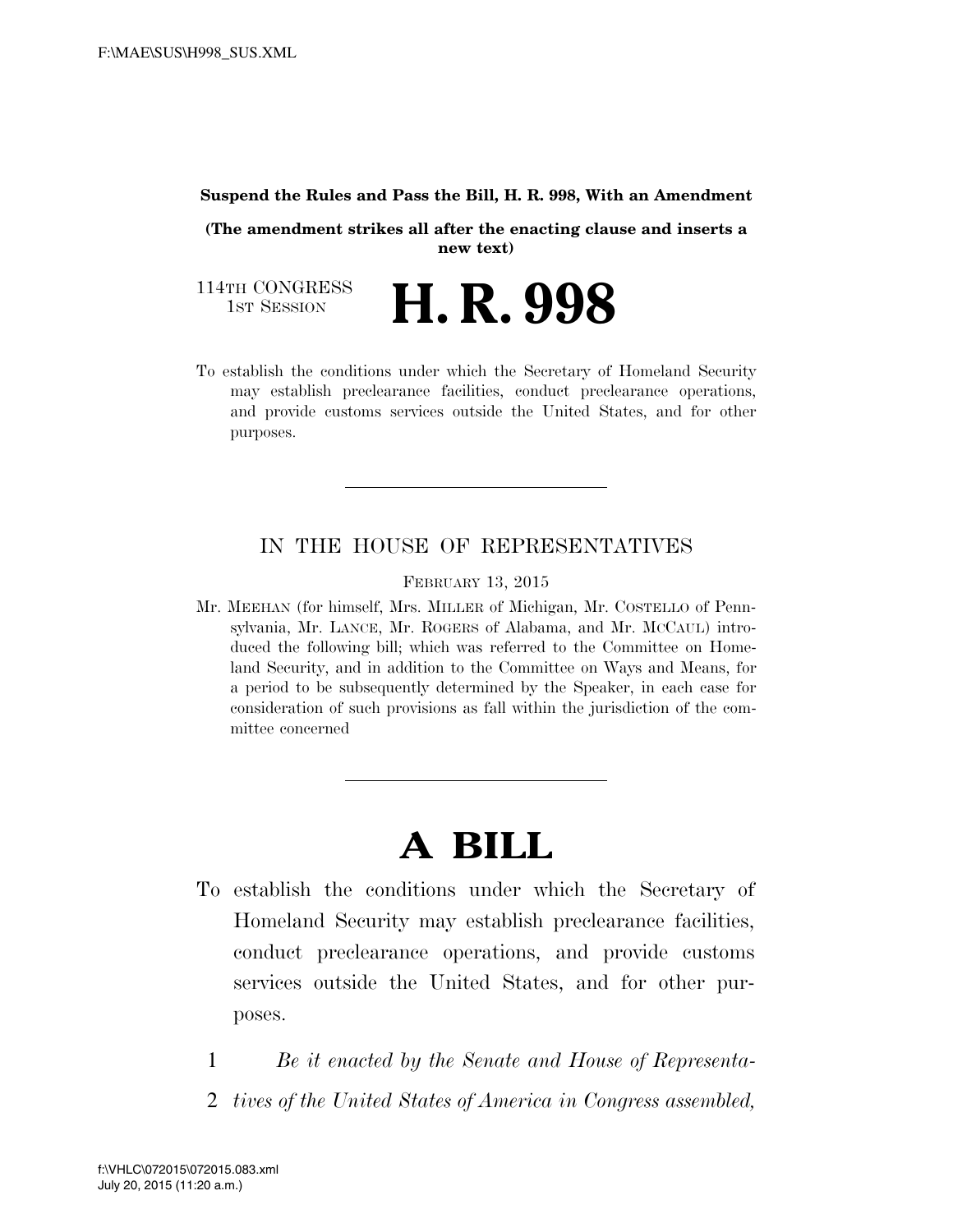**Suspend the Rules and Pass the Bill, H. R. 998, With an Amendment**

**(The amendment strikes all after the enacting clause and inserts a new text)**

114TH CONGRESS
1ST SESSION

# H. R. 998

To establish the conditions under which the Secretary of Homeland Security may establish preclearance facilities, conduct preclearance operations, and provide customs services outside the United States, and for other purposes.

---

IN THE HOUSE OF REPRESENTATIVES

FEBRUARY 13, 2015

Mr. MEEHAN (for himself, Mrs. MILLER of Michigan, Mr. COSTELLO of Pennsylvania, Mr. LANCE, Mr. ROGERS of Alabama, and Mr. MCCAUL) introduced the following bill; which was referred to the Committee on Homeland Security, and in addition to the Committee on Ways and Means, for a period to be subsequently determined by the Speaker, in each case for consideration of such provisions as fall within the jurisdiction of the committee concerned

---

# A BILL

To establish the conditions under which the Secretary of Homeland Security may establish preclearance facilities, conduct preclearance operations, and provide customs services outside the United States, and for other purposes.

1 *Be it enacted by the Senate and House of Representa-*
2 *tives of the United States of America in Congress assembled,*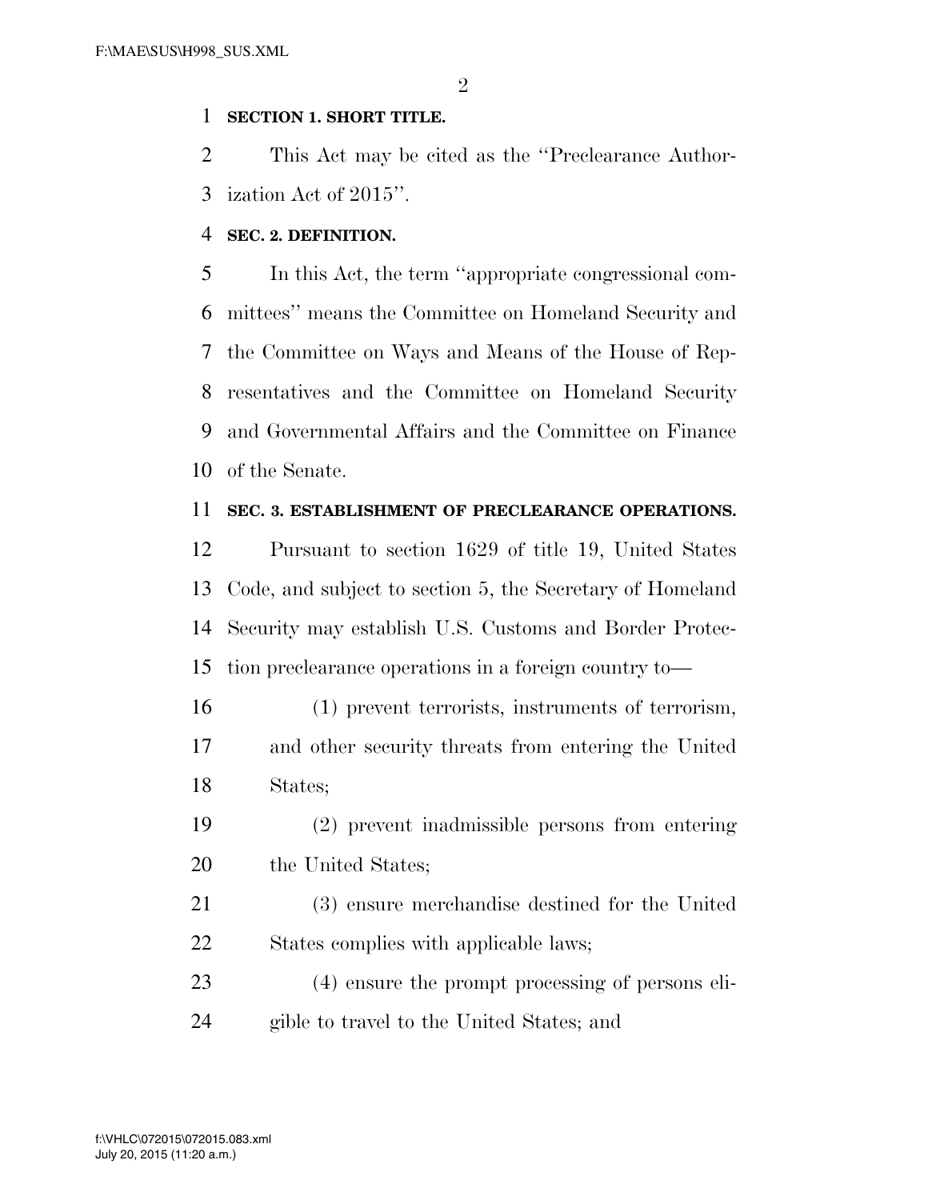**SECTION 1. SHORT TITLE.**

This Act may be cited as the "Preclearance Authorization Act of 2015".

**SEC. 2. DEFINITION.**

In this Act, the term "appropriate congressional committees" means the Committee on Homeland Security and the Committee on Ways and Means of the House of Representatives and the Committee on Homeland Security and Governmental Affairs and the Committee on Finance of the Senate.

**SEC. 3. ESTABLISHMENT OF PRECLEARANCE OPERATIONS.**

Pursuant to section 1629 of title 19, United States Code, and subject to section 5, the Secretary of Homeland Security may establish U.S. Customs and Border Protection preclearance operations in a foreign country to—

(1) prevent terrorists, instruments of terrorism, and other security threats from entering the United States;

(2) prevent inadmissible persons from entering the United States;

(3) ensure merchandise destined for the United States complies with applicable laws;

(4) ensure the prompt processing of persons eligible to travel to the United States; and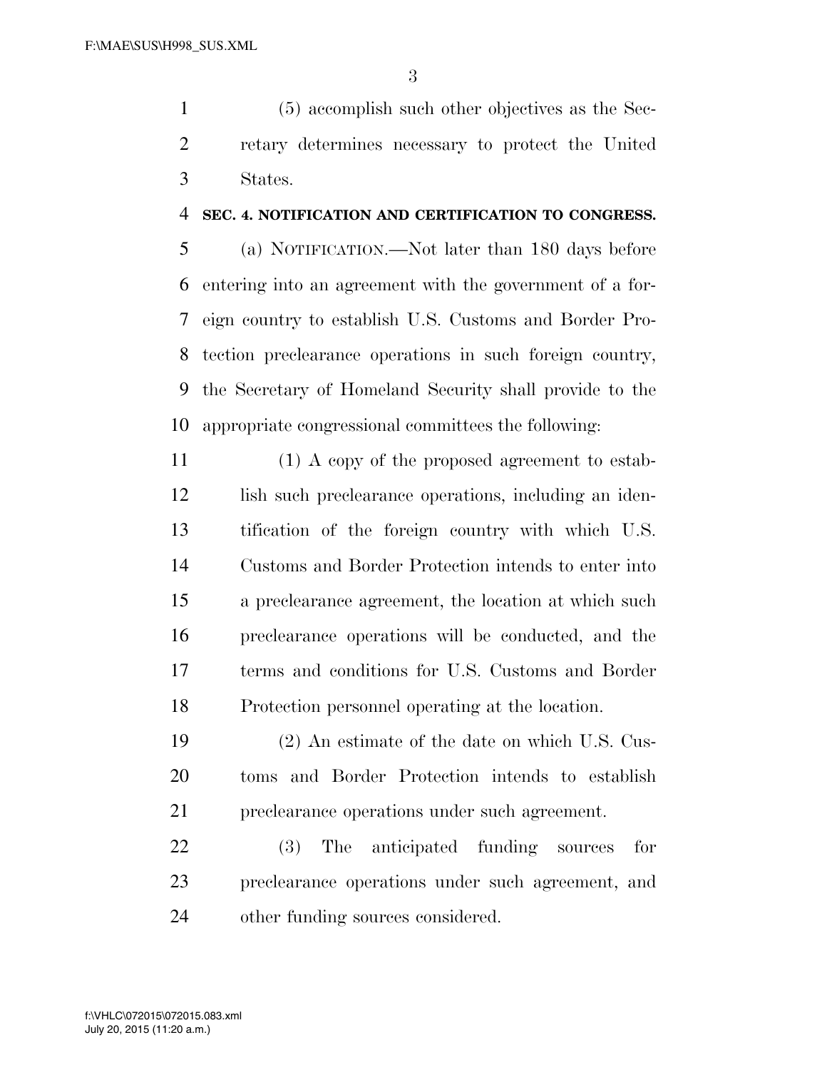(5) accomplish such other objectives as the Secretary determines necessary to protect the United States.

**SEC. 4. NOTIFICATION AND CERTIFICATION TO CONGRESS.**

(a) NOTIFICATION.—Not later than 180 days before entering into an agreement with the government of a foreign country to establish U.S. Customs and Border Protection preclearance operations in such foreign country, the Secretary of Homeland Security shall provide to the appropriate congressional committees the following:

(1) A copy of the proposed agreement to establish such preclearance operations, including an identification of the foreign country with which U.S. Customs and Border Protection intends to enter into a preclearance agreement, the location at which such preclearance operations will be conducted, and the terms and conditions for U.S. Customs and Border Protection personnel operating at the location.

(2) An estimate of the date on which U.S. Customs and Border Protection intends to establish preclearance operations under such agreement.

(3) The anticipated funding sources for preclearance operations under such agreement, and other funding sources considered.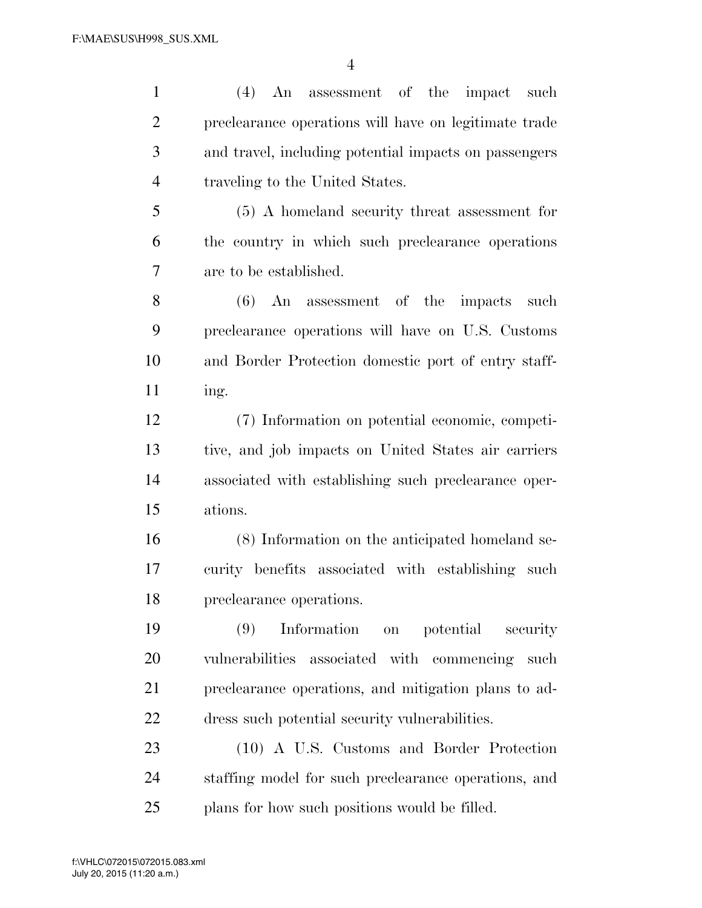(4) An assessment of the impact such preclearance operations will have on legitimate trade and travel, including potential impacts on passengers traveling to the United States.

(5) A homeland security threat assessment for the country in which such preclearance operations are to be established.

(6) An assessment of the impacts such preclearance operations will have on U.S. Customs and Border Protection domestic port of entry staffing.

(7) Information on potential economic, competitive, and job impacts on United States air carriers associated with establishing such preclearance operations.

(8) Information on the anticipated homeland security benefits associated with establishing such preclearance operations.

(9) Information on potential security vulnerabilities associated with commencing such preclearance operations, and mitigation plans to address such potential security vulnerabilities.

(10) A U.S. Customs and Border Protection staffing model for such preclearance operations, and plans for how such positions would be filled.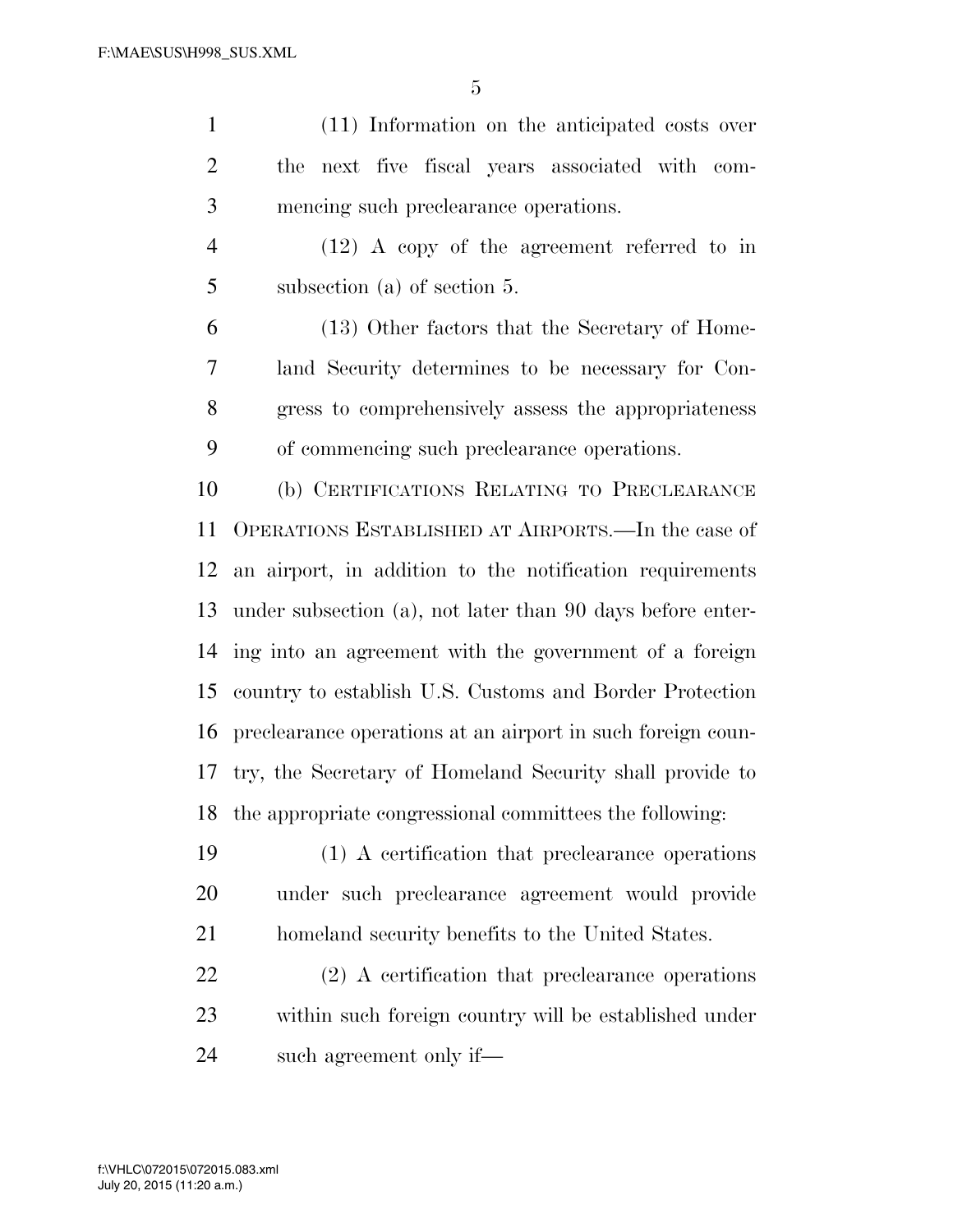(11) Information on the anticipated costs over the next five fiscal years associated with commencing such preclearance operations.

(12) A copy of the agreement referred to in subsection (a) of section 5.

(13) Other factors that the Secretary of Homeland Security determines to be necessary for Congress to comprehensively assess the appropriateness of commencing such preclearance operations.

(b) CERTIFICATIONS RELATING TO PRECLEARANCE OPERATIONS ESTABLISHED AT AIRPORTS.—In the case of an airport, in addition to the notification requirements under subsection (a), not later than 90 days before entering into an agreement with the government of a foreign country to establish U.S. Customs and Border Protection preclearance operations at an airport in such foreign country, the Secretary of Homeland Security shall provide to the appropriate congressional committees the following:

(1) A certification that preclearance operations under such preclearance agreement would provide homeland security benefits to the United States.

(2) A certification that preclearance operations within such foreign country will be established under such agreement only if—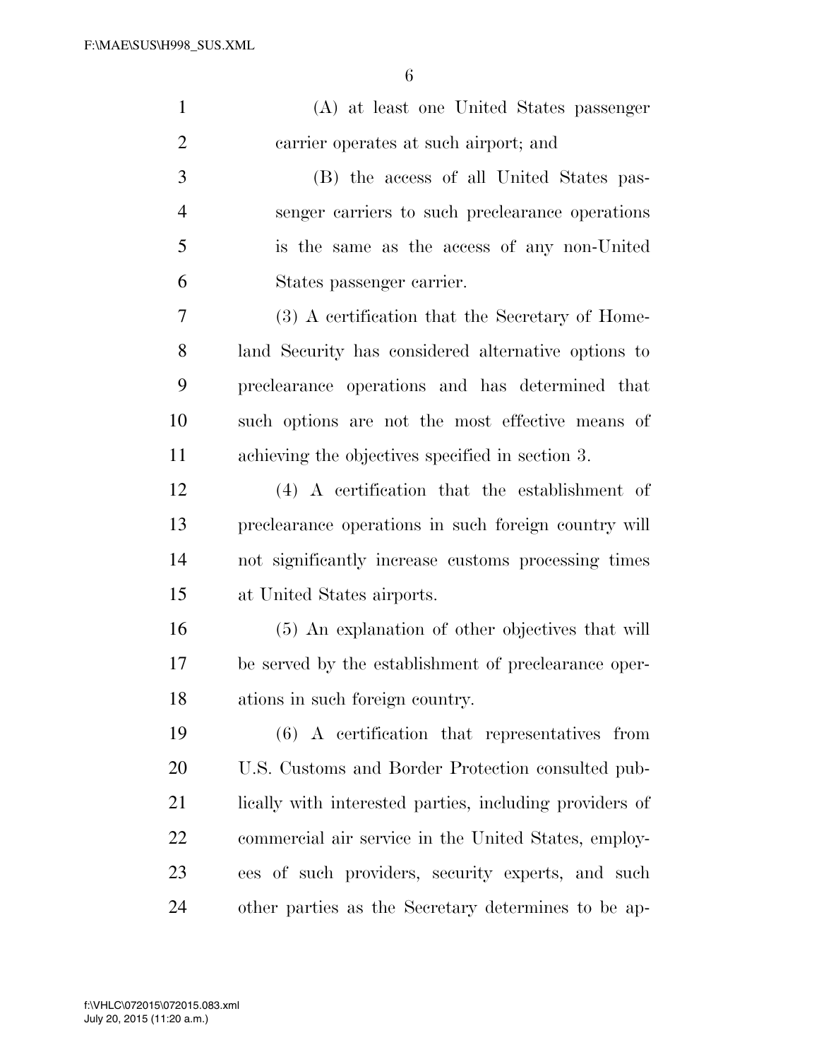(A) at least one United States passenger carrier operates at such airport; and

(B) the access of all United States passenger carriers to such preclearance operations is the same as the access of any non-United States passenger carrier.

(3) A certification that the Secretary of Homeland Security has considered alternative options to preclearance operations and has determined that such options are not the most effective means of achieving the objectives specified in section 3.

(4) A certification that the establishment of preclearance operations in such foreign country will not significantly increase customs processing times at United States airports.

(5) An explanation of other objectives that will be served by the establishment of preclearance operations in such foreign country.

(6) A certification that representatives from U.S. Customs and Border Protection consulted publicly with interested parties, including providers of commercial air service in the United States, employees of such providers, security experts, and such other parties as the Secretary determines to be ap-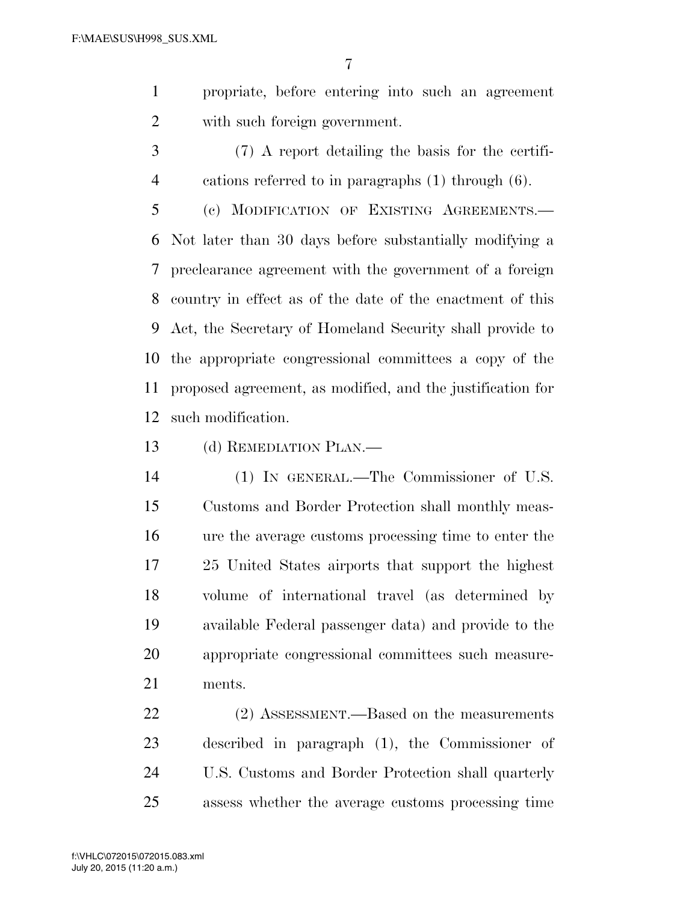propriate, before entering into such an agreement with such foreign government.

(7) A report detailing the basis for the certifications referred to in paragraphs (1) through (6).

(c) MODIFICATION OF EXISTING AGREEMENTS.—Not later than 30 days before substantially modifying a preclearance agreement with the government of a foreign country in effect as of the date of the enactment of this Act, the Secretary of Homeland Security shall provide to the appropriate congressional committees a copy of the proposed agreement, as modified, and the justification for such modification.

(d) REMEDIATION PLAN.—

(1) IN GENERAL.—The Commissioner of U.S. Customs and Border Protection shall monthly measure the average customs processing time to enter the 25 United States airports that support the highest volume of international travel (as determined by available Federal passenger data) and provide to the appropriate congressional committees such measurements.

(2) ASSESSMENT.—Based on the measurements described in paragraph (1), the Commissioner of U.S. Customs and Border Protection shall quarterly assess whether the average customs processing time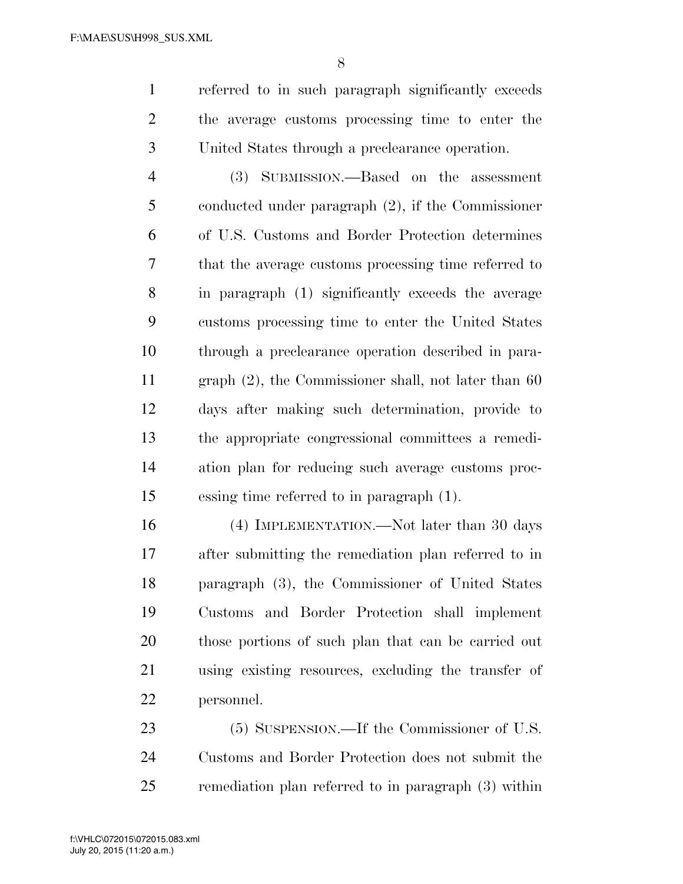referred to in such paragraph significantly exceeds the average customs processing time to enter the United States through a preclearance operation.

(3) SUBMISSION.—Based on the assessment conducted under paragraph (2), if the Commissioner of U.S. Customs and Border Protection determines that the average customs processing time referred to in paragraph (1) significantly exceeds the average customs processing time to enter the United States through a preclearance operation described in paragraph (2), the Commissioner shall, not later than 60 days after making such determination, provide to the appropriate congressional committees a remediation plan for reducing such average customs processing time referred to in paragraph (1).

(4) IMPLEMENTATION.—Not later than 30 days after submitting the remediation plan referred to in paragraph (3), the Commissioner of United States Customs and Border Protection shall implement those portions of such plan that can be carried out using existing resources, excluding the transfer of personnel.

(5) SUSPENSION.—If the Commissioner of U.S. Customs and Border Protection does not submit the remediation plan referred to in paragraph (3) within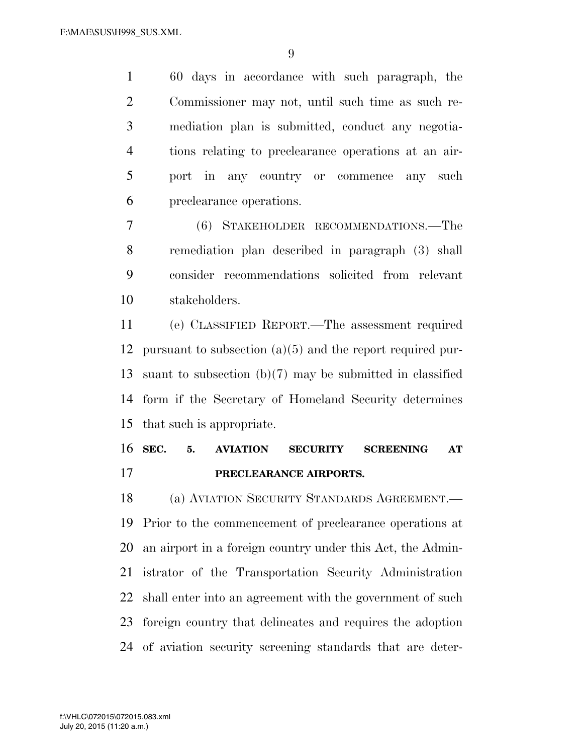60 days in accordance with such paragraph, the Commissioner may not, until such time as such remediation plan is submitted, conduct any negotiations relating to preclearance operations at an airport in any country or commence any such preclearance operations.

(6) STAKEHOLDER RECOMMENDATIONS.—The remediation plan described in paragraph (3) shall consider recommendations solicited from relevant stakeholders.

(e) CLASSIFIED REPORT.—The assessment required pursuant to subsection (a)(5) and the report required pursuant to subsection (b)(7) may be submitted in classified form if the Secretary of Homeland Security determines that such is appropriate.

**SEC. 5. AVIATION SECURITY SCREENING AT PRECLEARANCE AIRPORTS.**

(a) AVIATION SECURITY STANDARDS AGREEMENT.—Prior to the commencement of preclearance operations at an airport in a foreign country under this Act, the Administrator of the Transportation Security Administration shall enter into an agreement with the government of such foreign country that delineates and requires the adoption of aviation security screening standards that are deter-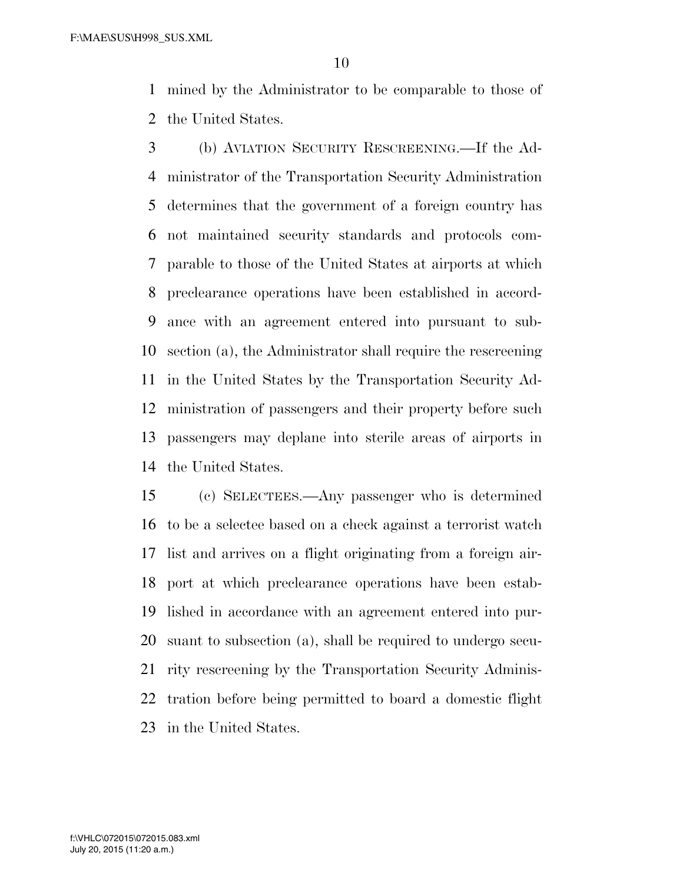mined by the Administrator to be comparable to those of the United States.

(b) AVIATION SECURITY RESCREENING.—If the Administrator of the Transportation Security Administration determines that the government of a foreign country has not maintained security standards and protocols comparable to those of the United States at airports at which preclearance operations have been established in accordance with an agreement entered into pursuant to subsection (a), the Administrator shall require the rescreening in the United States by the Transportation Security Administration of passengers and their property before such passengers may deplane into sterile areas of airports in the United States.

(c) SELECTEES.—Any passenger who is determined to be a selectee based on a check against a terrorist watch list and arrives on a flight originating from a foreign airport at which preclearance operations have been established in accordance with an agreement entered into pursuant to subsection (a), shall be required to undergo security rescreening by the Transportation Security Administration before being permitted to board a domestic flight in the United States.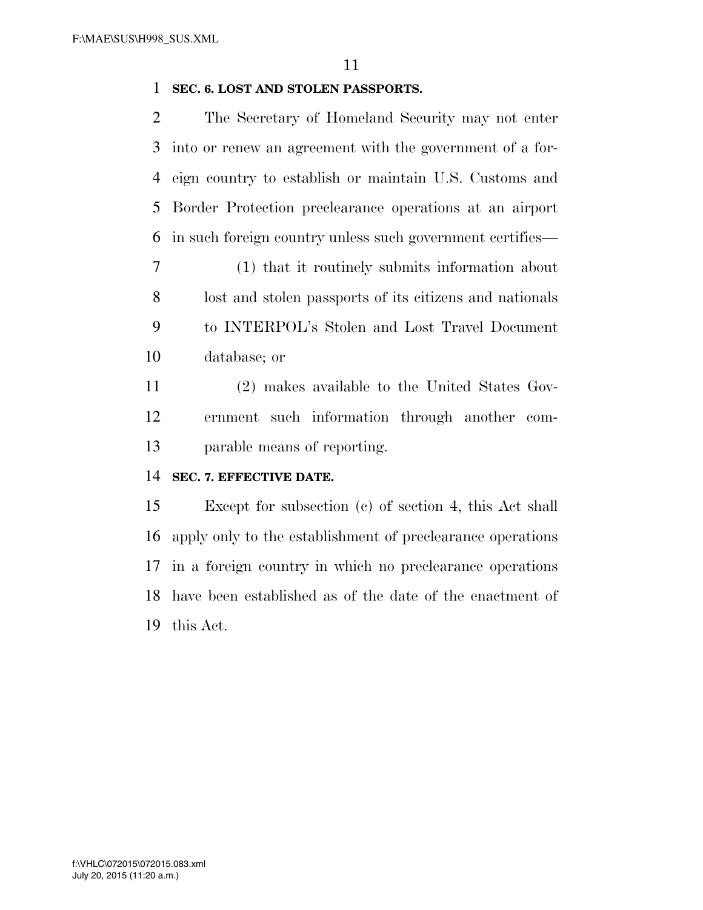**SEC. 6. LOST AND STOLEN PASSPORTS.**

The Secretary of Homeland Security may not enter into or renew an agreement with the government of a foreign country to establish or maintain U.S. Customs and Border Protection preclearance operations at an airport in such foreign country unless such government certifies—

(1) that it routinely submits information about lost and stolen passports of its citizens and nationals to INTERPOL's Stolen and Lost Travel Document database; or

(2) makes available to the United States Government such information through another comparable means of reporting.

**SEC. 7. EFFECTIVE DATE.**

Except for subsection (c) of section 4, this Act shall apply only to the establishment of preclearance operations in a foreign country in which no preclearance operations have been established as of the date of the enactment of this Act.